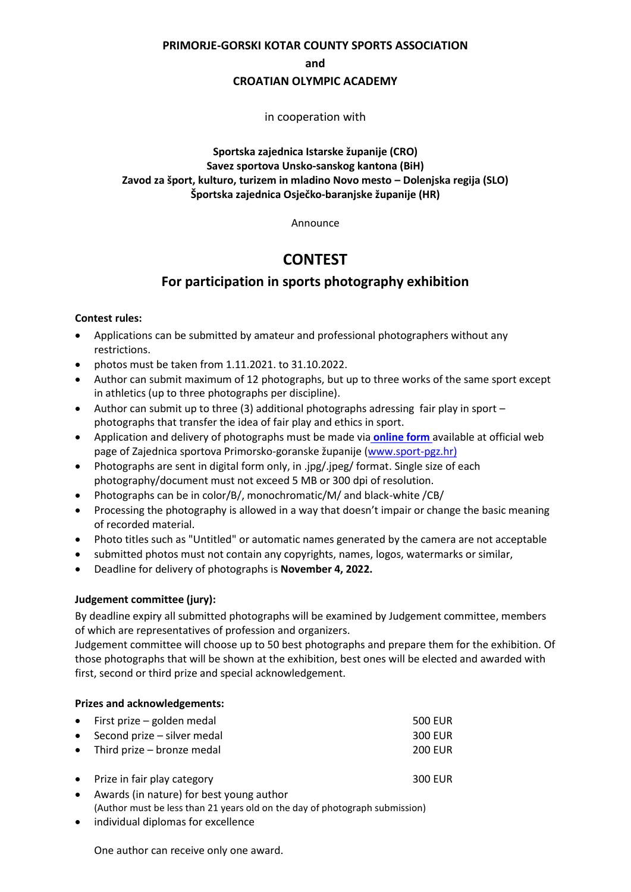**PRIMORJE-GORSKI KOTAR COUNTY SPORTS ASSOCIATION**

**and**

**CROATIAN OLYMPIC ACADEMY**

in cooperation with

**Sportska zajednica Istarske županije (CRO)**
**Savez sportova Unsko-sanskog kantona (BiH)**
**Zavod za šport, kulturo, turizem in mladino Novo mesto – Dolenjska regija (SLO)**
**Športska zajednica Osječko-baranjske županije (HR)**

Announce

# CONTEST

## For participation in sports photography exhibition

**Contest rules:**

- Applications can be submitted by amateur and professional photographers without any restrictions.
- photos must be taken from 1.11.2021. to 31.10.2022.
- Author can submit maximum of 12 photographs, but up to three works of the same sport except in athletics (up to three photographs per discipline).
- Author can submit up to three (3) additional photographs adressing fair play in sport – photographs that transfer the idea of fair play and ethics in sport.
- Application and delivery of photographs must be made via **online form** available at official web page of Zajednica sportova Primorsko-goranske županije (www.sport-pgz.hr)
- Photographs are sent in digital form only, in .jpg/.jpeg/ format. Single size of each photography/document must not exceed 5 MB or 300 dpi of resolution.
- Photographs can be in color/B/, monochromatic/M/ and black-white /CB/
- Processing the photography is allowed in a way that doesn't impair or change the basic meaning of recorded material.
- Photo titles such as "Untitled" or automatic names generated by the camera are not acceptable
- submitted photos must not contain any copyrights, names, logos, watermarks or similar,
- Deadline for delivery of photographs is **November 4, 2022.**

**Judgement committee (jury):**

By deadline expiry all submitted photographs will be examined by Judgement committee, members of which are representatives of profession and organizers.
Judgement committee will choose up to 50 best photographs and prepare them for the exhibition. Of those photographs that will be shown at the exhibition, best ones will be elected and awarded with first, second or third prize and special acknowledgement.

**Prizes and acknowledgements:**

- First prize – golden medal 500 EUR
- Second prize – silver medal 300 EUR
- Third prize – bronze medal 200 EUR

- Prize in fair play category 300 EUR
- Awards (in nature) for best young author
  (Author must be less than 21 years old on the day of photograph submission)
- individual diplomas for excellence

One author can receive only one award.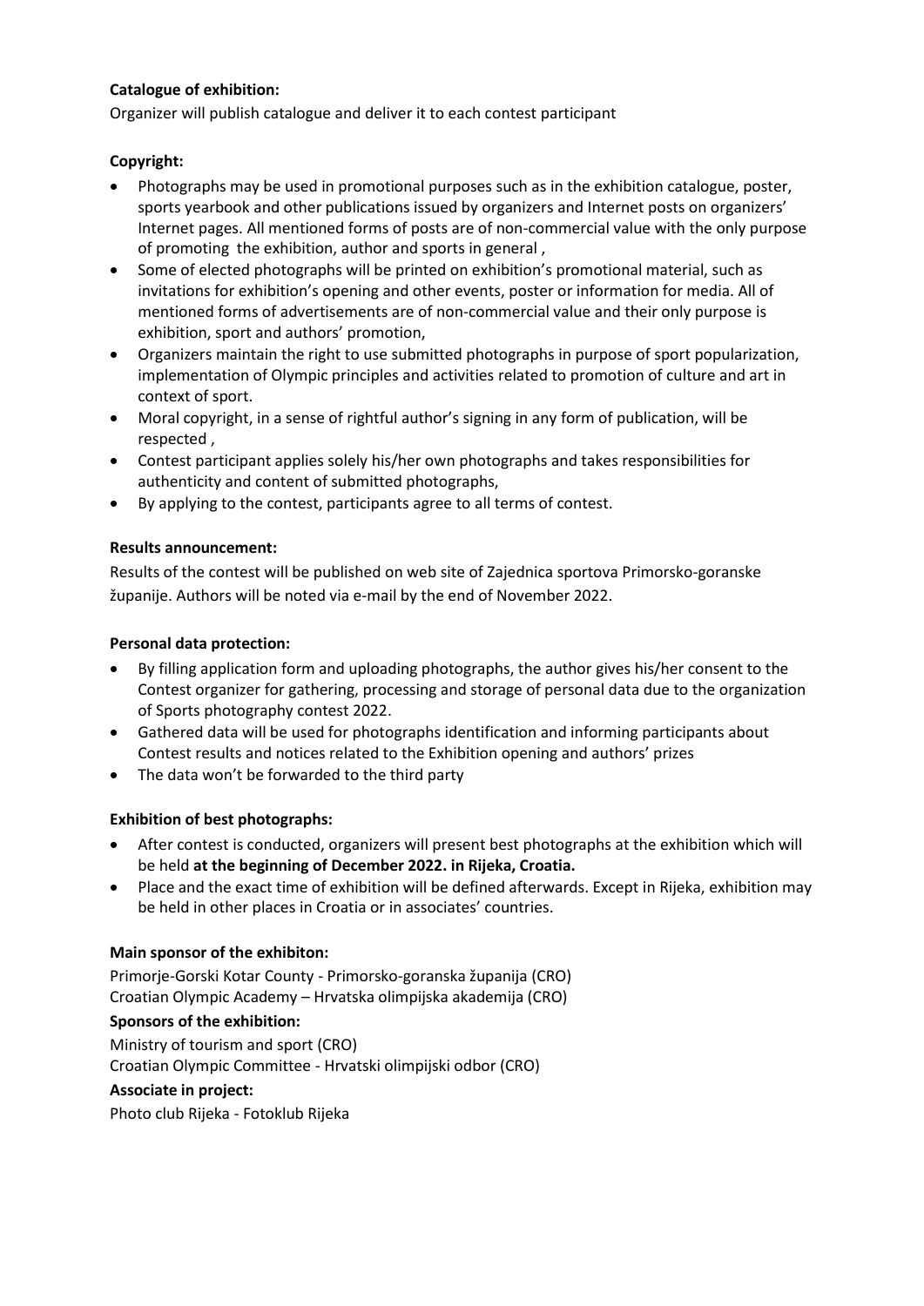**Catalogue of exhibition:**

Organizer will publish catalogue and deliver it to each contest participant

**Copyright:**

- Photographs may be used in promotional purposes such as in the exhibition catalogue, poster, sports yearbook and other publications issued by organizers and Internet posts on organizers' Internet pages. All mentioned forms of posts are of non-commercial value with the only purpose of promoting the exhibition, author and sports in general ,
- Some of elected photographs will be printed on exhibition's promotional material, such as invitations for exhibition's opening and other events, poster or information for media. All of mentioned forms of advertisements are of non-commercial value and their only purpose is exhibition, sport and authors' promotion,
- Organizers maintain the right to use submitted photographs in purpose of sport popularization, implementation of Olympic principles and activities related to promotion of culture and art in context of sport.
- Moral copyright, in a sense of rightful author's signing in any form of publication, will be respected ,
- Contest participant applies solely his/her own photographs and takes responsibilities for authenticity and content of submitted photographs,
- By applying to the contest, participants agree to all terms of contest.

**Results announcement:**

Results of the contest will be published on web site of Zajednica sportova Primorsko-goranske županije. Authors will be noted via e-mail by the end of November 2022.

**Personal data protection:**

- By filling application form and uploading photographs, the author gives his/her consent to the Contest organizer for gathering, processing and storage of personal data due to the organization of Sports photography contest 2022.
- Gathered data will be used for photographs identification and informing participants about Contest results and notices related to the Exhibition opening and authors' prizes
- The data won't be forwarded to the third party

**Exhibition of best photographs:**

- After contest is conducted, organizers will present best photographs at the exhibition which will be held **at the beginning of December 2022. in Rijeka, Croatia.**
- Place and the exact time of exhibition will be defined afterwards. Except in Rijeka, exhibition may be held in other places in Croatia or in associates' countries.

**Main sponsor of the exhibiton:**

Primorje-Gorski Kotar County - Primorsko-goranska županija (CRO)
Croatian Olympic Academy – Hrvatska olimpijska akademija (CRO)

**Sponsors of the exhibition:**

Ministry of tourism and sport (CRO)
Croatian Olympic Committee - Hrvatski olimpijski odbor (CRO)

**Associate in project:**

Photo club Rijeka - Fotoklub Rijeka